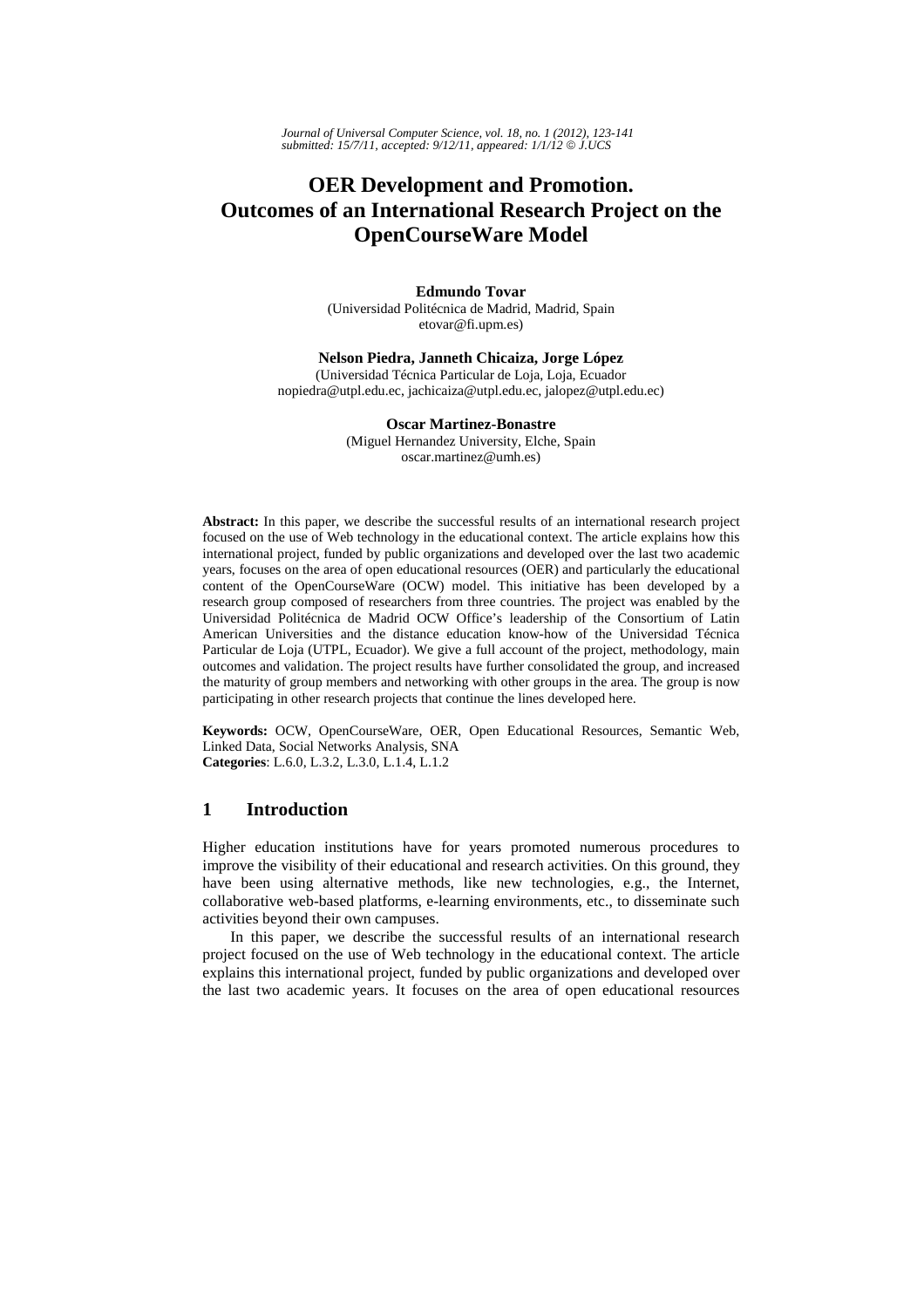# OER Development and Promotion. Outcomes of an International Research Project on the OpenCourseWare Model

**Edmundo Tovar**
(Universidad Politécnica de Madrid, Madrid, Spain
etovar@fi.upm.es)

**Nelson Piedra, Janneth Chicaiza, Jorge López**
(Universidad Técnica Particular de Loja, Loja, Ecuador
nopiedra@utpl.edu.ec, jachicaiza@utpl.edu.ec, jalopez@utpl.edu.ec)

**Oscar Martinez-Bonastre**
(Miguel Hernandez University, Elche, Spain
oscar.martinez@umh.es)

**Abstract:** In this paper, we describe the successful results of an international research project focused on the use of Web technology in the educational context. The article explains how this international project, funded by public organizations and developed over the last two academic years, focuses on the area of open educational resources (OER) and particularly the educational content of the OpenCourseWare (OCW) model. This initiative has been developed by a research group composed of researchers from three countries. The project was enabled by the Universidad Politécnica de Madrid OCW Office's leadership of the Consortium of Latin American Universities and the distance education know-how of the Universidad Técnica Particular de Loja (UTPL, Ecuador). We give a full account of the project, methodology, main outcomes and validation. The project results have further consolidated the group, and increased the maturity of group members and networking with other groups in the area. The group is now participating in other research projects that continue the lines developed here.

**Keywords:** OCW, OpenCourseWare, OER, Open Educational Resources, Semantic Web, Linked Data, Social Networks Analysis, SNA
**Categories**: L.6.0, L.3.2, L.3.0, L.1.4, L.1.2

## 1 Introduction

Higher education institutions have for years promoted numerous procedures to improve the visibility of their educational and research activities. On this ground, they have been using alternative methods, like new technologies, e.g., the Internet, collaborative web-based platforms, e-learning environments, etc., to disseminate such activities beyond their own campuses.

In this paper, we describe the successful results of an international research project focused on the use of Web technology in the educational context. The article explains this international project, funded by public organizations and developed over the last two academic years. It focuses on the area of open educational resources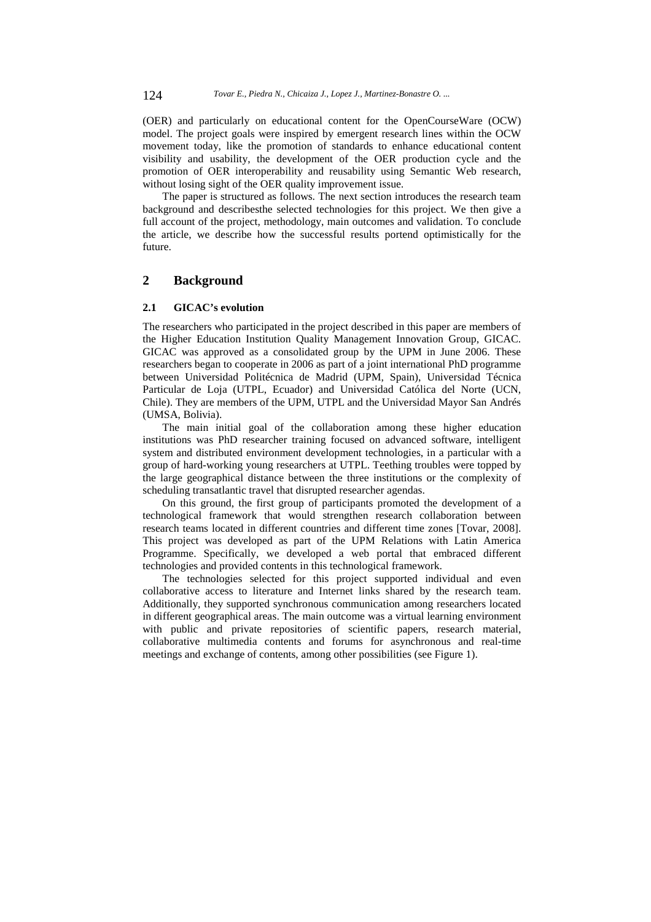(OER) and particularly on educational content for the OpenCourseWare (OCW) model. The project goals were inspired by emergent research lines within the OCW movement today, like the promotion of standards to enhance educational content visibility and usability, the development of the OER production cycle and the promotion of OER interoperability and reusability using Semantic Web research, without losing sight of the OER quality improvement issue.

The paper is structured as follows. The next section introduces the research team background and describesthe selected technologies for this project. We then give a full account of the project, methodology, main outcomes and validation. To conclude the article, we describe how the successful results portend optimistically for the future.

## 2 Background

### 2.1 GICAC's evolution

The researchers who participated in the project described in this paper are members of the Higher Education Institution Quality Management Innovation Group, GICAC. GICAC was approved as a consolidated group by the UPM in June 2006. These researchers began to cooperate in 2006 as part of a joint international PhD programme between Universidad Politécnica de Madrid (UPM, Spain), Universidad Técnica Particular de Loja (UTPL, Ecuador) and Universidad Católica del Norte (UCN, Chile). They are members of the UPM, UTPL and the Universidad Mayor San Andrés (UMSA, Bolivia).

The main initial goal of the collaboration among these higher education institutions was PhD researcher training focused on advanced software, intelligent system and distributed environment development technologies, in a particular with a group of hard-working young researchers at UTPL. Teething troubles were topped by the large geographical distance between the three institutions or the complexity of scheduling transatlantic travel that disrupted researcher agendas.

On this ground, the first group of participants promoted the development of a technological framework that would strengthen research collaboration between research teams located in different countries and different time zones [Tovar, 2008]. This project was developed as part of the UPM Relations with Latin America Programme. Specifically, we developed a web portal that embraced different technologies and provided contents in this technological framework.

The technologies selected for this project supported individual and even collaborative access to literature and Internet links shared by the research team. Additionally, they supported synchronous communication among researchers located in different geographical areas. The main outcome was a virtual learning environment with public and private repositories of scientific papers, research material, collaborative multimedia contents and forums for asynchronous and real-time meetings and exchange of contents, among other possibilities (see Figure 1).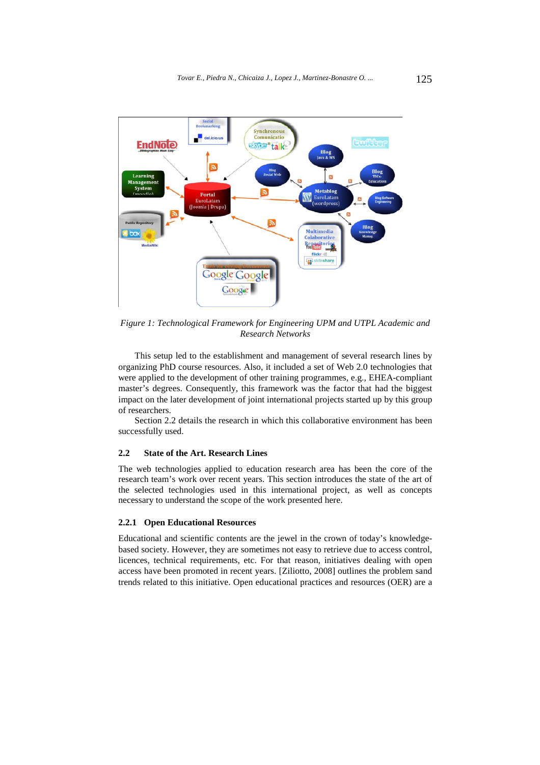*Figure 1: Technological Framework for Engineering UPM and UTPL Academic and Research Networks*

This setup led to the establishment and management of several research lines by organizing PhD course resources. Also, it included a set of Web 2.0 technologies that were applied to the development of other training programmes, e.g., EHEA-compliant master's degrees. Consequently, this framework was the factor that had the biggest impact on the later development of joint international projects started up by this group of researchers.

Section 2.2 details the research in which this collaborative environment has been successfully used.

### 2.2 State of the Art. Research Lines

The web technologies applied to education research area has been the core of the research team's work over recent years. This section introduces the state of the art of the selected technologies used in this international project, as well as concepts necessary to understand the scope of the work presented here.

#### 2.2.1 Open Educational Resources

Educational and scientific contents are the jewel in the crown of today's knowledge-based society. However, they are sometimes not easy to retrieve due to access control, licences, technical requirements, etc. For that reason, initiatives dealing with open access have been promoted in recent years. [Ziliotto, 2008] outlines the problem sand trends related to this initiative. Open educational practices and resources (OER) are a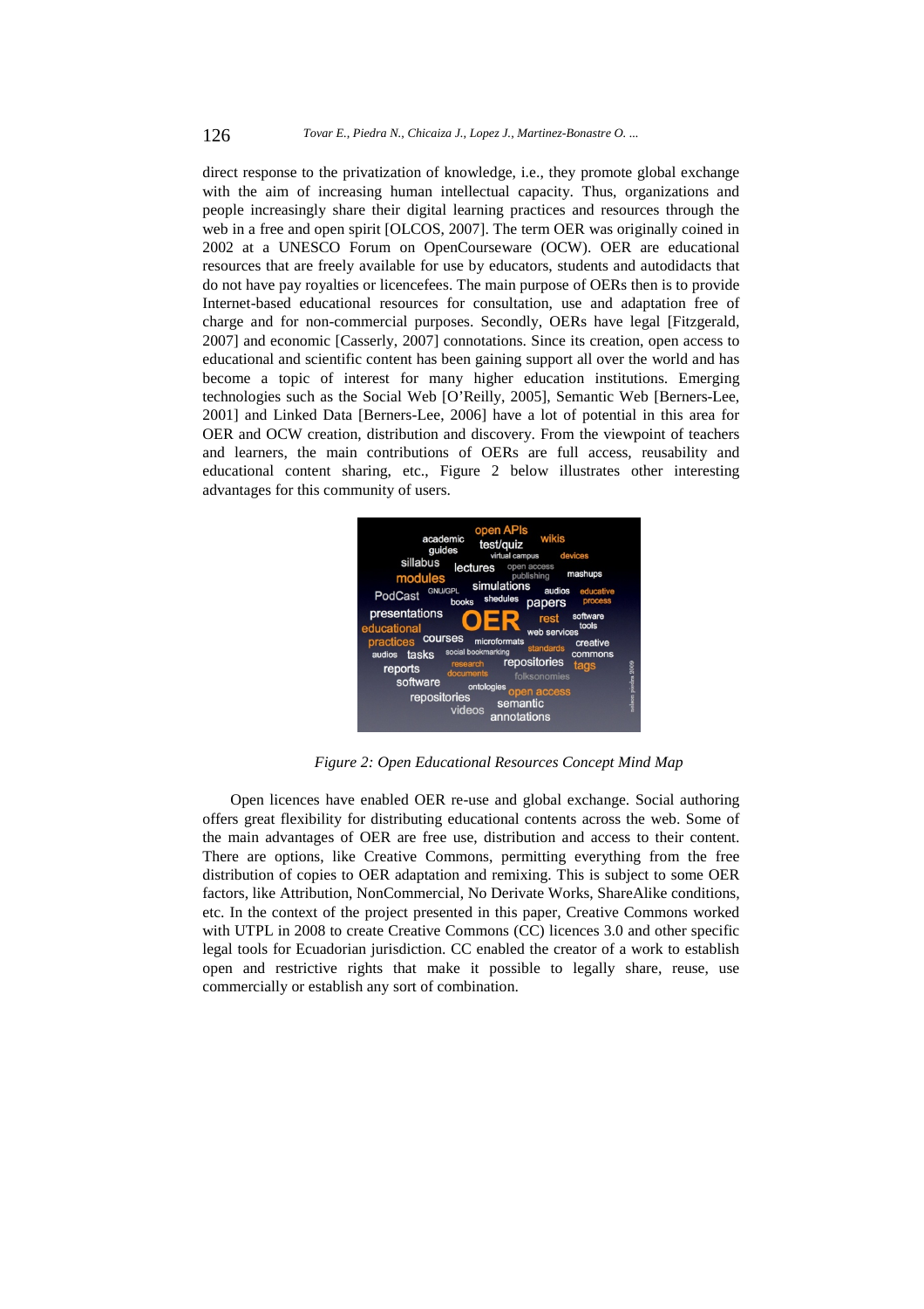direct response to the privatization of knowledge, i.e., they promote global exchange with the aim of increasing human intellectual capacity. Thus, organizations and people increasingly share their digital learning practices and resources through the web in a free and open spirit [OLCOS, 2007]. The term OER was originally coined in 2002 at a UNESCO Forum on OpenCourseware (OCW). OER are educational resources that are freely available for use by educators, students and autodidacts that do not have pay royalties or licencefees. The main purpose of OERs then is to provide Internet-based educational resources for consultation, use and adaptation free of charge and for non-commercial purposes. Secondly, OERs have legal [Fitzgerald, 2007] and economic [Casserly, 2007] connotations. Since its creation, open access to educational and scientific content has been gaining support all over the world and has become a topic of interest for many higher education institutions. Emerging technologies such as the Social Web [O'Reilly, 2005], Semantic Web [Berners-Lee, 2001] and Linked Data [Berners-Lee, 2006] have a lot of potential in this area for OER and OCW creation, distribution and discovery. From the viewpoint of teachers and learners, the main contributions of OERs are full access, reusability and educational content sharing, etc., Figure 2 below illustrates other interesting advantages for this community of users.

*Figure 2: Open Educational Resources Concept Mind Map*

Open licences have enabled OER re-use and global exchange. Social authoring offers great flexibility for distributing educational contents across the web. Some of the main advantages of OER are free use, distribution and access to their content. There are options, like Creative Commons, permitting everything from the free distribution of copies to OER adaptation and remixing. This is subject to some OER factors, like Attribution, NonCommercial, No Derivate Works, ShareAlike conditions, etc. In the context of the project presented in this paper, Creative Commons worked with UTPL in 2008 to create Creative Commons (CC) licences 3.0 and other specific legal tools for Ecuadorian jurisdiction. CC enabled the creator of a work to establish open and restrictive rights that make it possible to legally share, reuse, use commercially or establish any sort of combination.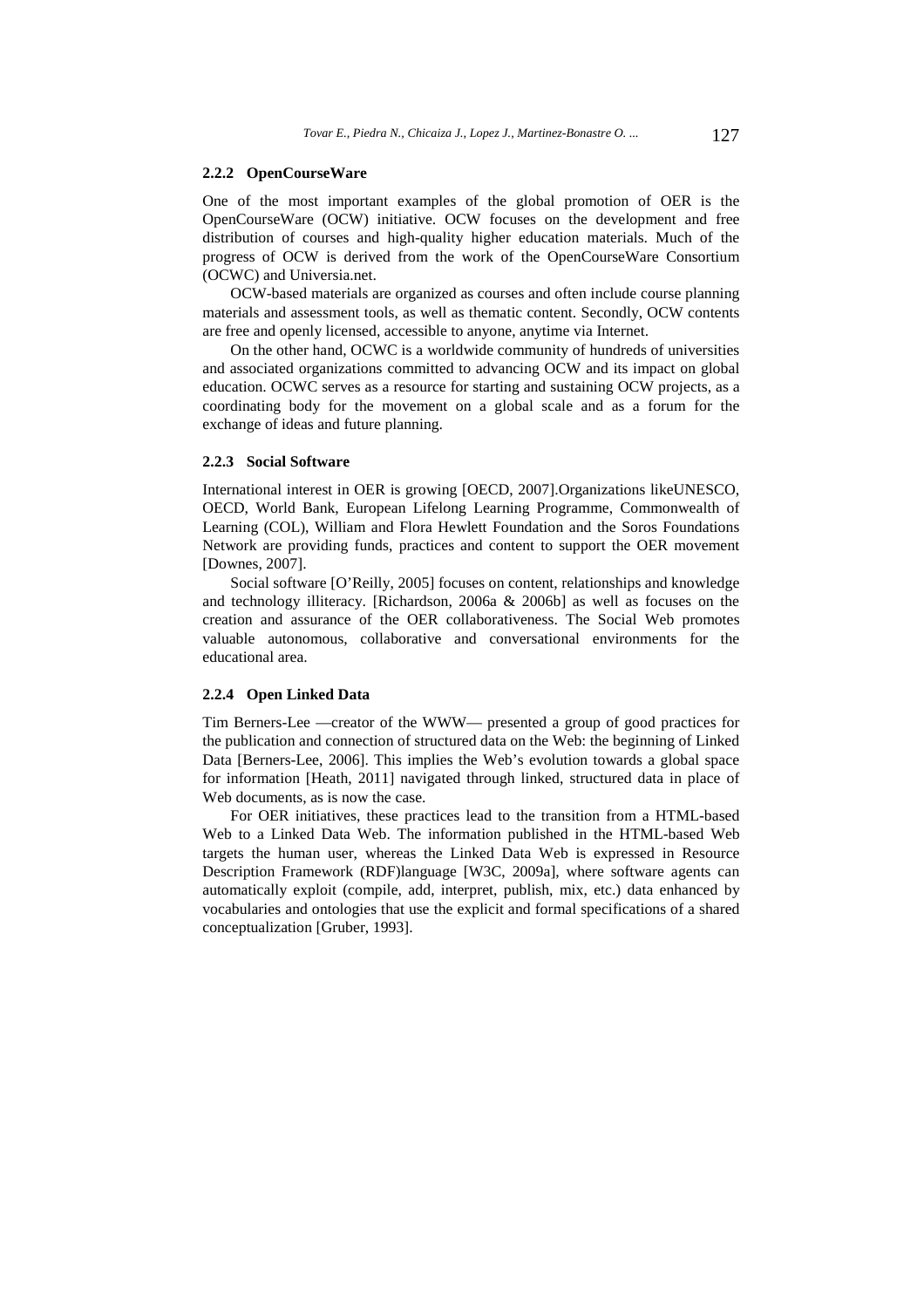### 2.2.2 OpenCourseWare

One of the most important examples of the global promotion of OER is the OpenCourseWare (OCW) initiative. OCW focuses on the development and free distribution of courses and high-quality higher education materials. Much of the progress of OCW is derived from the work of the OpenCourseWare Consortium (OCWC) and Universia.net.

OCW-based materials are organized as courses and often include course planning materials and assessment tools, as well as thematic content. Secondly, OCW contents are free and openly licensed, accessible to anyone, anytime via Internet.

On the other hand, OCWC is a worldwide community of hundreds of universities and associated organizations committed to advancing OCW and its impact on global education. OCWC serves as a resource for starting and sustaining OCW projects, as a coordinating body for the movement on a global scale and as a forum for the exchange of ideas and future planning.

### 2.2.3 Social Software

International interest in OER is growing [OECD, 2007].Organizations likeUNESCO, OECD, World Bank, European Lifelong Learning Programme, Commonwealth of Learning (COL), William and Flora Hewlett Foundation and the Soros Foundations Network are providing funds, practices and content to support the OER movement [Downes, 2007].

Social software [O'Reilly, 2005] focuses on content, relationships and knowledge and technology illiteracy. [Richardson, 2006a & 2006b] as well as focuses on the creation and assurance of the OER collaborativeness. The Social Web promotes valuable autonomous, collaborative and conversational environments for the educational area.

### 2.2.4 Open Linked Data

Tim Berners-Lee —creator of the WWW— presented a group of good practices for the publication and connection of structured data on the Web: the beginning of Linked Data [Berners-Lee, 2006]. This implies the Web's evolution towards a global space for information [Heath, 2011] navigated through linked, structured data in place of Web documents, as is now the case.

For OER initiatives, these practices lead to the transition from a HTML-based Web to a Linked Data Web. The information published in the HTML-based Web targets the human user, whereas the Linked Data Web is expressed in Resource Description Framework (RDF)language [W3C, 2009a], where software agents can automatically exploit (compile, add, interpret, publish, mix, etc.) data enhanced by vocabularies and ontologies that use the explicit and formal specifications of a shared conceptualization [Gruber, 1993].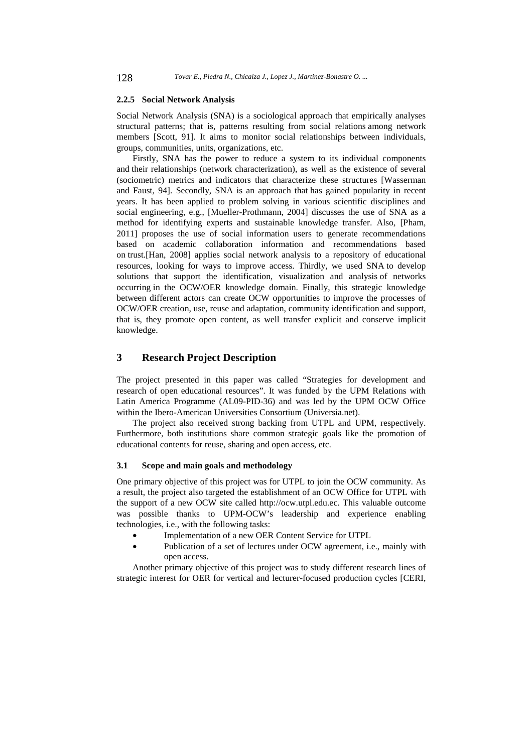### 2.2.5 Social Network Analysis

Social Network Analysis (SNA) is a sociological approach that empirically analyses structural patterns; that is, patterns resulting from social relations among network members [Scott, 91]. It aims to monitor social relationships between individuals, groups, communities, units, organizations, etc.

Firstly, SNA has the power to reduce a system to its individual components and their relationships (network characterization), as well as the existence of several (sociometric) metrics and indicators that characterize these structures [Wasserman and Faust, 94]. Secondly, SNA is an approach that has gained popularity in recent years. It has been applied to problem solving in various scientific disciplines and social engineering, e.g., [Mueller-Prothmann, 2004] discusses the use of SNA as a method for identifying experts and sustainable knowledge transfer. Also, [Pham, 2011] proposes the use of social information users to generate recommendations based on academic collaboration information and recommendations based on trust.[Han, 2008] applies social network analysis to a repository of educational resources, looking for ways to improve access. Thirdly, we used SNA to develop solutions that support the identification, visualization and analysis of networks occurring in the OCW/OER knowledge domain. Finally, this strategic knowledge between different actors can create OCW opportunities to improve the processes of OCW/OER creation, use, reuse and adaptation, community identification and support, that is, they promote open content, as well transfer explicit and conserve implicit knowledge.

## 3 Research Project Description

The project presented in this paper was called "Strategies for development and research of open educational resources". It was funded by the UPM Relations with Latin America Programme (AL09-PID-36) and was led by the UPM OCW Office within the Ibero-American Universities Consortium (Universia.net).

The project also received strong backing from UTPL and UPM, respectively. Furthermore, both institutions share common strategic goals like the promotion of educational contents for reuse, sharing and open access, etc.

### 3.1 Scope and main goals and methodology

One primary objective of this project was for UTPL to join the OCW community. As a result, the project also targeted the establishment of an OCW Office for UTPL with the support of a new OCW site called http://ocw.utpl.edu.ec. This valuable outcome was possible thanks to UPM-OCW's leadership and experience enabling technologies, i.e., with the following tasks:

- Implementation of a new OER Content Service for UTPL
- Publication of a set of lectures under OCW agreement, i.e., mainly with open access.

Another primary objective of this project was to study different research lines of strategic interest for OER for vertical and lecturer-focused production cycles [CERI,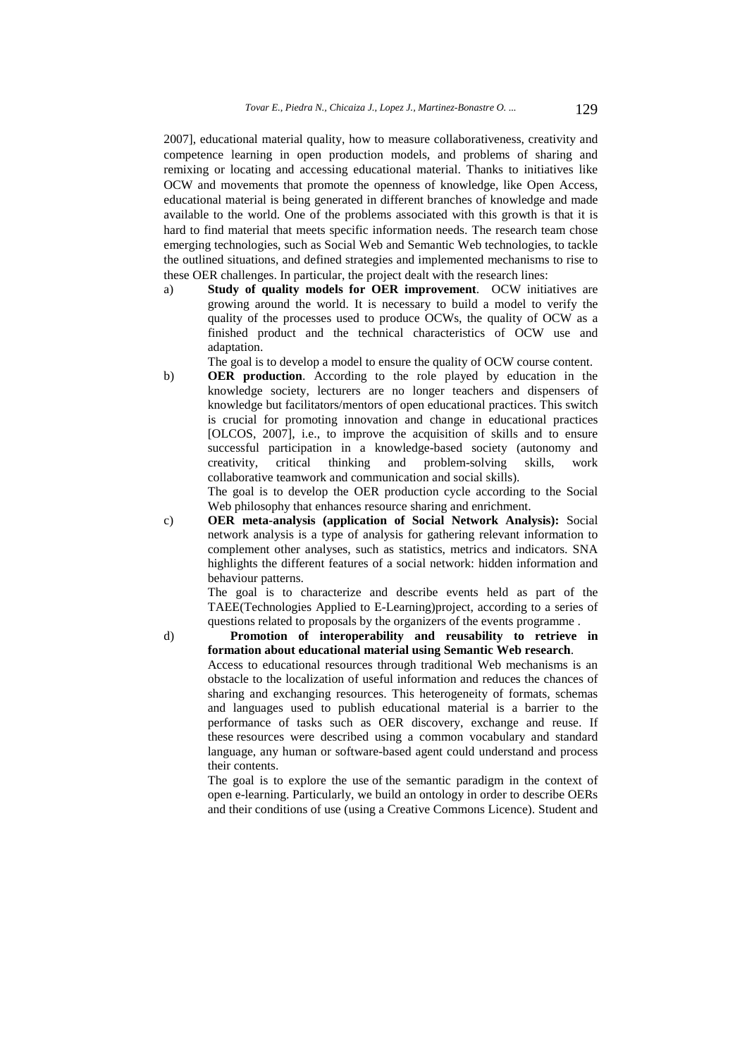2007], educational material quality, how to measure collaborativeness, creativity and competence learning in open production models, and problems of sharing and remixing or locating and accessing educational material. Thanks to initiatives like OCW and movements that promote the openness of knowledge, like Open Access, educational material is being generated in different branches of knowledge and made available to the world. One of the problems associated with this growth is that it is hard to find material that meets specific information needs. The research team chose emerging technologies, such as Social Web and Semantic Web technologies, to tackle the outlined situations, and defined strategies and implemented mechanisms to rise to these OER challenges. In particular, the project dealt with the research lines:

a) **Study of quality models for OER improvement**. OCW initiatives are growing around the world. It is necessary to build a model to verify the quality of the processes used to produce OCWs, the quality of OCW as a finished product and the technical characteristics of OCW use and adaptation.

   The goal is to develop a model to ensure the quality of OCW course content.

b) **OER production**. According to the role played by education in the knowledge society, lecturers are no longer teachers and dispensers of knowledge but facilitators/mentors of open educational practices. This switch is crucial for promoting innovation and change in educational practices [OLCOS, 2007], i.e., to improve the acquisition of skills and to ensure successful participation in a knowledge-based society (autonomy and creativity, critical thinking and problem-solving skills, work collaborative teamwork and communication and social skills).

   The goal is to develop the OER production cycle according to the Social Web philosophy that enhances resource sharing and enrichment.

c) **OER meta-analysis (application of Social Network Analysis):** Social network analysis is a type of analysis for gathering relevant information to complement other analyses, such as statistics, metrics and indicators. SNA highlights the different features of a social network: hidden information and behaviour patterns.

   The goal is to characterize and describe events held as part of the TAEE(Technologies Applied to E-Learning)project, according to a series of questions related to proposals by the organizers of the events programme .

d) **Promotion of interoperability and reusability to retrieve in formation about educational material using Semantic Web research**.

   Access to educational resources through traditional Web mechanisms is an obstacle to the localization of useful information and reduces the chances of sharing and exchanging resources. This heterogeneity of formats, schemas and languages used to publish educational material is a barrier to the performance of tasks such as OER discovery, exchange and reuse. If these resources were described using a common vocabulary and standard language, any human or software-based agent could understand and process their contents.

   The goal is to explore the use of the semantic paradigm in the context of open e-learning. Particularly, we build an ontology in order to describe OERs and their conditions of use (using a Creative Commons Licence). Student and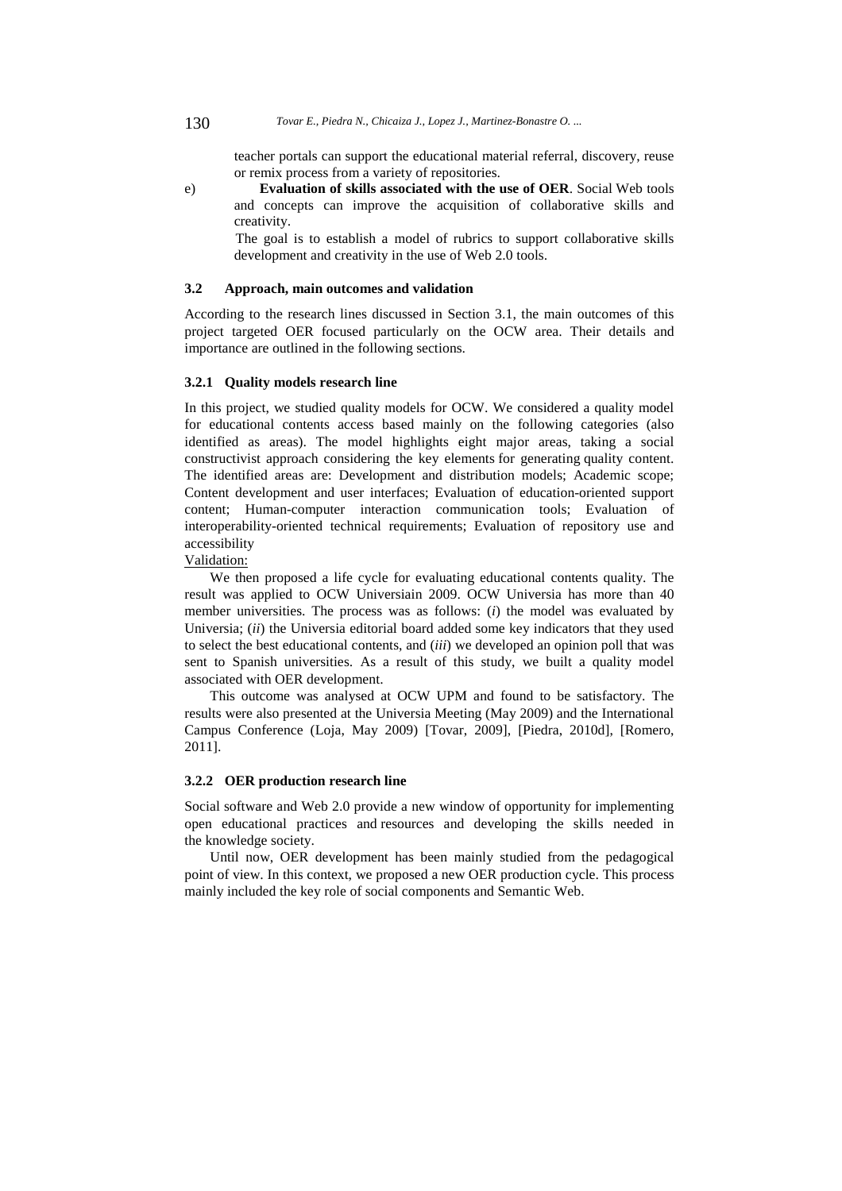teacher portals can support the educational material referral, discovery, reuse or remix process from a variety of repositories.

e) **Evaluation of skills associated with the use of OER**. Social Web tools and concepts can improve the acquisition of collaborative skills and creativity.

   The goal is to establish a model of rubrics to support collaborative skills development and creativity in the use of Web 2.0 tools.

### 3.2 Approach, main outcomes and validation

According to the research lines discussed in Section 3.1, the main outcomes of this project targeted OER focused particularly on the OCW area. Their details and importance are outlined in the following sections.

#### 3.2.1 Quality models research line

In this project, we studied quality models for OCW. We considered a quality model for educational contents access based mainly on the following categories (also identified as areas). The model highlights eight major areas, taking a social constructivist approach considering the key elements for generating quality content. The identified areas are: Development and distribution models; Academic scope; Content development and user interfaces; Evaluation of education-oriented support content; Human-computer interaction communication tools; Evaluation of interoperability-oriented technical requirements; Evaluation of repository use and accessibility

Validation:

We then proposed a life cycle for evaluating educational contents quality. The result was applied to OCW Universiain 2009. OCW Universia has more than 40 member universities. The process was as follows: (*i*) the model was evaluated by Universia; (*ii*) the Universia editorial board added some key indicators that they used to select the best educational contents, and (*iii*) we developed an opinion poll that was sent to Spanish universities. As a result of this study, we built a quality model associated with OER development.

This outcome was analysed at OCW UPM and found to be satisfactory. The results were also presented at the Universia Meeting (May 2009) and the International Campus Conference (Loja, May 2009) [Tovar, 2009], [Piedra, 2010d], [Romero, 2011].

#### 3.2.2 OER production research line

Social software and Web 2.0 provide a new window of opportunity for implementing open educational practices and resources and developing the skills needed in the knowledge society.

Until now, OER development has been mainly studied from the pedagogical point of view. In this context, we proposed a new OER production cycle. This process mainly included the key role of social components and Semantic Web.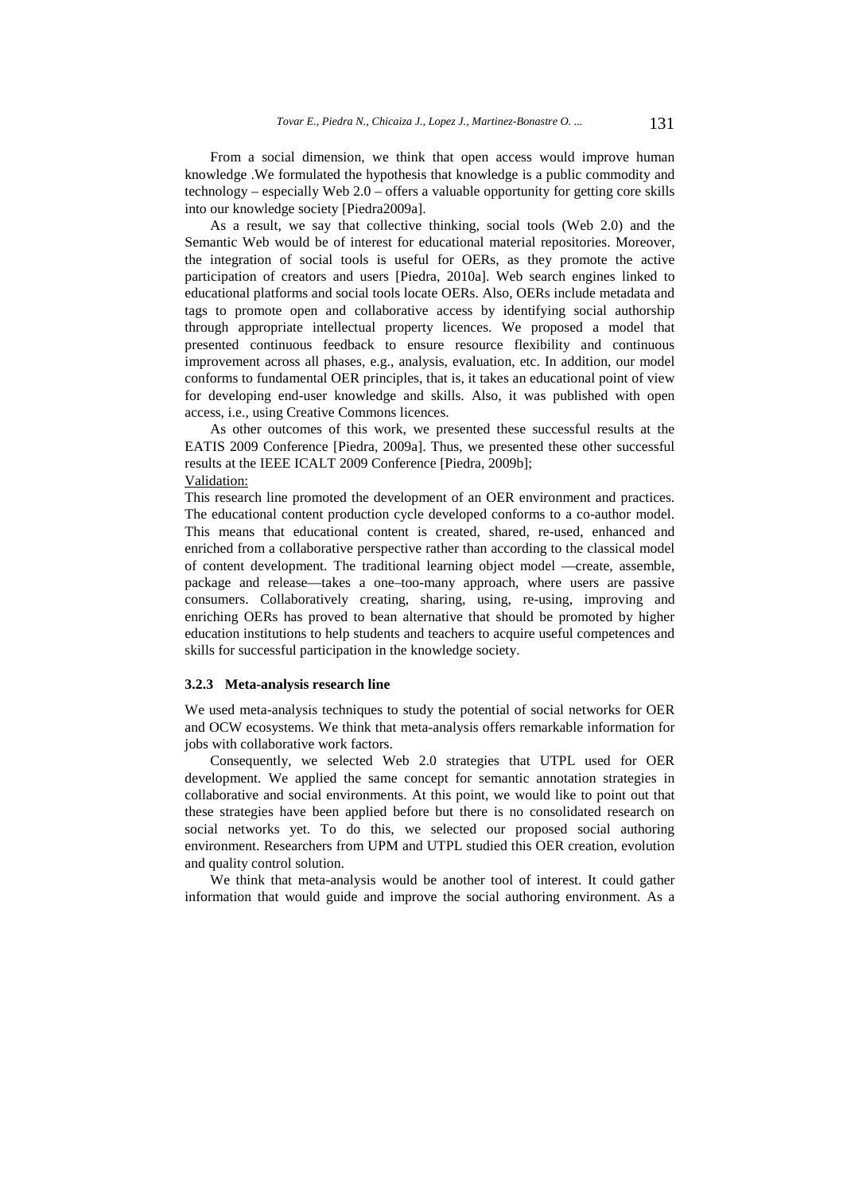From a social dimension, we think that open access would improve human knowledge .We formulated the hypothesis that knowledge is a public commodity and technology – especially Web 2.0 – offers a valuable opportunity for getting core skills into our knowledge society [Piedra2009a].

As a result, we say that collective thinking, social tools (Web 2.0) and the Semantic Web would be of interest for educational material repositories. Moreover, the integration of social tools is useful for OERs, as they promote the active participation of creators and users [Piedra, 2010a]. Web search engines linked to educational platforms and social tools locate OERs. Also, OERs include metadata and tags to promote open and collaborative access by identifying social authorship through appropriate intellectual property licences. We proposed a model that presented continuous feedback to ensure resource flexibility and continuous improvement across all phases, e.g., analysis, evaluation, etc. In addition, our model conforms to fundamental OER principles, that is, it takes an educational point of view for developing end-user knowledge and skills. Also, it was published with open access, i.e., using Creative Commons licences.

As other outcomes of this work, we presented these successful results at the EATIS 2009 Conference [Piedra, 2009a]. Thus, we presented these other successful results at the IEEE ICALT 2009 Conference [Piedra, 2009b];

Validation:

This research line promoted the development of an OER environment and practices. The educational content production cycle developed conforms to a co-author model. This means that educational content is created, shared, re-used, enhanced and enriched from a collaborative perspective rather than according to the classical model of content development. The traditional learning object model —create, assemble, package and release—takes a one–too-many approach, where users are passive consumers. Collaboratively creating, sharing, using, re-using, improving and enriching OERs has proved to bean alternative that should be promoted by higher education institutions to help students and teachers to acquire useful competences and skills for successful participation in the knowledge society.

### 3.2.3 Meta-analysis research line

We used meta-analysis techniques to study the potential of social networks for OER and OCW ecosystems. We think that meta-analysis offers remarkable information for jobs with collaborative work factors.

Consequently, we selected Web 2.0 strategies that UTPL used for OER development. We applied the same concept for semantic annotation strategies in collaborative and social environments. At this point, we would like to point out that these strategies have been applied before but there is no consolidated research on social networks yet. To do this, we selected our proposed social authoring environment. Researchers from UPM and UTPL studied this OER creation, evolution and quality control solution.

We think that meta-analysis would be another tool of interest. It could gather information that would guide and improve the social authoring environment. As a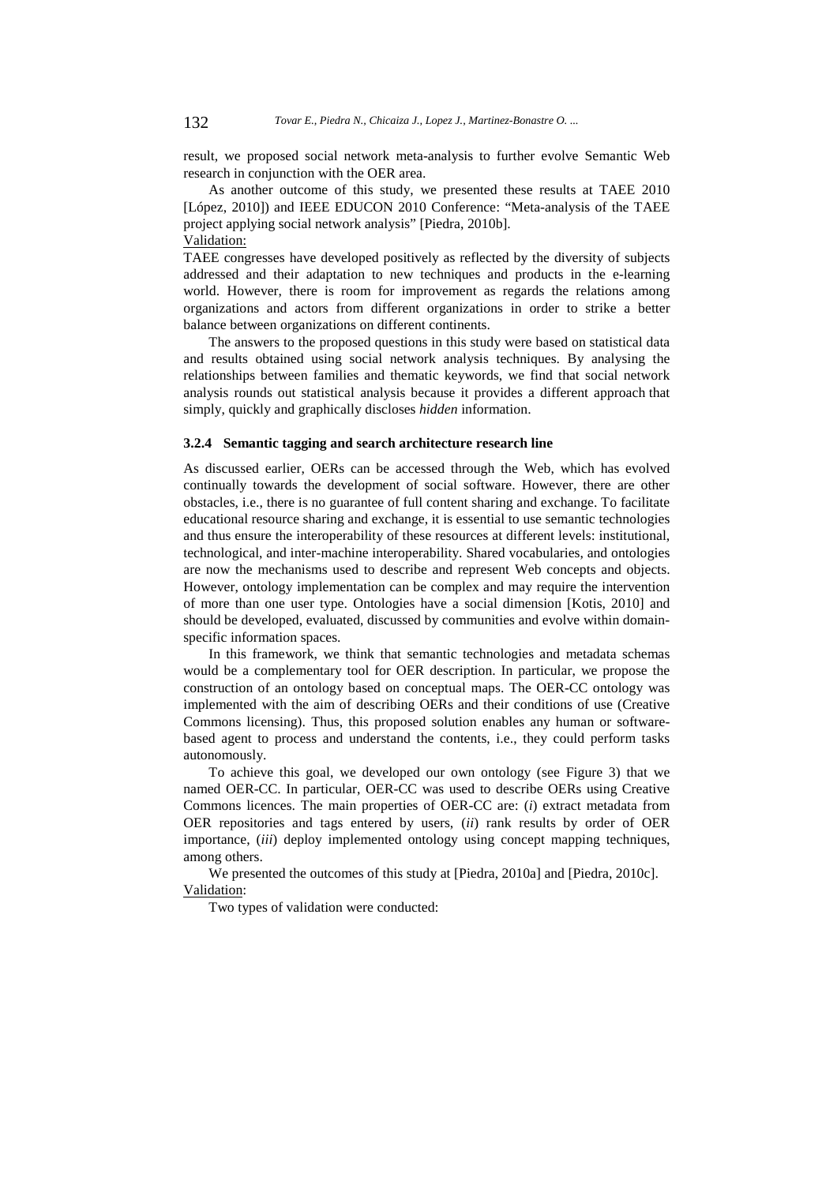result, we proposed social network meta-analysis to further evolve Semantic Web research in conjunction with the OER area.

As another outcome of this study, we presented these results at TAEE 2010 [López, 2010]) and IEEE EDUCON 2010 Conference: "Meta-analysis of the TAEE project applying social network analysis" [Piedra, 2010b].

Validation:

TAEE congresses have developed positively as reflected by the diversity of subjects addressed and their adaptation to new techniques and products in the e-learning world. However, there is room for improvement as regards the relations among organizations and actors from different organizations in order to strike a better balance between organizations on different continents.

The answers to the proposed questions in this study were based on statistical data and results obtained using social network analysis techniques. By analysing the relationships between families and thematic keywords, we find that social network analysis rounds out statistical analysis because it provides a different approach that simply, quickly and graphically discloses *hidden* information.

### 3.2.4 Semantic tagging and search architecture research line

As discussed earlier, OERs can be accessed through the Web, which has evolved continually towards the development of social software. However, there are other obstacles, i.e., there is no guarantee of full content sharing and exchange. To facilitate educational resource sharing and exchange, it is essential to use semantic technologies and thus ensure the interoperability of these resources at different levels: institutional, technological, and inter-machine interoperability. Shared vocabularies, and ontologies are now the mechanisms used to describe and represent Web concepts and objects. However, ontology implementation can be complex and may require the intervention of more than one user type. Ontologies have a social dimension [Kotis, 2010] and should be developed, evaluated, discussed by communities and evolve within domain-specific information spaces.

In this framework, we think that semantic technologies and metadata schemas would be a complementary tool for OER description. In particular, we propose the construction of an ontology based on conceptual maps. The OER-CC ontology was implemented with the aim of describing OERs and their conditions of use (Creative Commons licensing). Thus, this proposed solution enables any human or software-based agent to process and understand the contents, i.e., they could perform tasks autonomously.

To achieve this goal, we developed our own ontology (see Figure 3) that we named OER-CC. In particular, OER-CC was used to describe OERs using Creative Commons licences. The main properties of OER-CC are: (*i*) extract metadata from OER repositories and tags entered by users, (*ii*) rank results by order of OER importance, (*iii*) deploy implemented ontology using concept mapping techniques, among others.

We presented the outcomes of this study at [Piedra, 2010a] and [Piedra, 2010c].

Validation:

Two types of validation were conducted: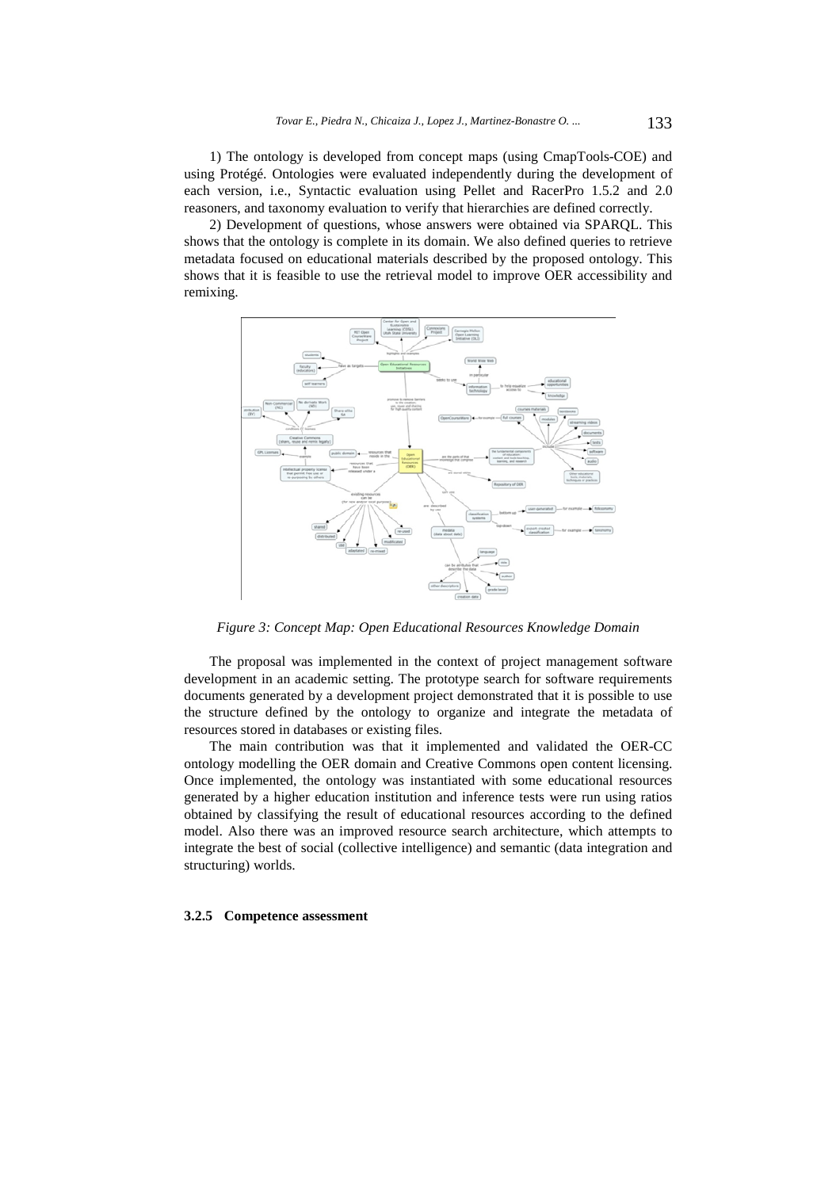1) The ontology is developed from concept maps (using CmapTools-COE) and using Protégé. Ontologies were evaluated independently during the development of each version, i.e., Syntactic evaluation using Pellet and RacerPro 1.5.2 and 2.0 reasoners, and taxonomy evaluation to verify that hierarchies are defined correctly.

2) Development of questions, whose answers were obtained via SPARQL. This shows that the ontology is complete in its domain. We also defined queries to retrieve metadata focused on educational materials described by the proposed ontology. This shows that it is feasible to use the retrieval model to improve OER accessibility and remixing.

*Figure 3: Concept Map: Open Educational Resources Knowledge Domain*

The proposal was implemented in the context of project management software development in an academic setting. The prototype search for software requirements documents generated by a development project demonstrated that it is possible to use the structure defined by the ontology to organize and integrate the metadata of resources stored in databases or existing files.

The main contribution was that it implemented and validated the OER-CC ontology modelling the OER domain and Creative Commons open content licensing. Once implemented, the ontology was instantiated with some educational resources generated by a higher education institution and inference tests were run using ratios obtained by classifying the result of educational resources according to the defined model. Also there was an improved resource search architecture, which attempts to integrate the best of social (collective intelligence) and semantic (data integration and structuring) worlds.

#### 3.2.5 Competence assessment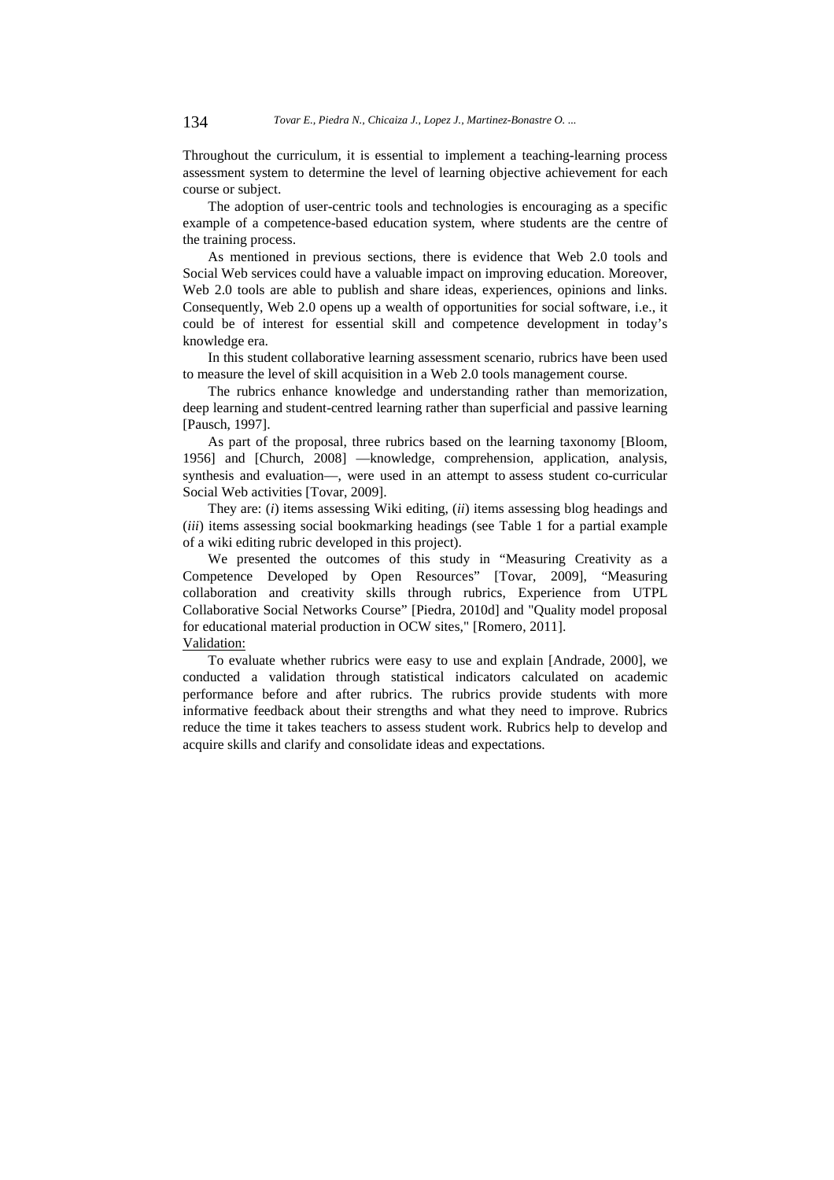Throughout the curriculum, it is essential to implement a teaching-learning process assessment system to determine the level of learning objective achievement for each course or subject.

The adoption of user-centric tools and technologies is encouraging as a specific example of a competence-based education system, where students are the centre of the training process.

As mentioned in previous sections, there is evidence that Web 2.0 tools and Social Web services could have a valuable impact on improving education. Moreover, Web 2.0 tools are able to publish and share ideas, experiences, opinions and links. Consequently, Web 2.0 opens up a wealth of opportunities for social software, i.e., it could be of interest for essential skill and competence development in today's knowledge era.

In this student collaborative learning assessment scenario, rubrics have been used to measure the level of skill acquisition in a Web 2.0 tools management course.

The rubrics enhance knowledge and understanding rather than memorization, deep learning and student-centred learning rather than superficial and passive learning [Pausch, 1997].

As part of the proposal, three rubrics based on the learning taxonomy [Bloom, 1956] and [Church, 2008] —knowledge, comprehension, application, analysis, synthesis and evaluation—, were used in an attempt to assess student co-curricular Social Web activities [Tovar, 2009].

They are: (*i*) items assessing Wiki editing, (*ii*) items assessing blog headings and (*iii*) items assessing social bookmarking headings (see Table 1 for a partial example of a wiki editing rubric developed in this project).

We presented the outcomes of this study in "Measuring Creativity as a Competence Developed by Open Resources" [Tovar, 2009], "Measuring collaboration and creativity skills through rubrics, Experience from UTPL Collaborative Social Networks Course" [Piedra, 2010d] and "Quality model proposal for educational material production in OCW sites," [Romero, 2011].

Validation:

To evaluate whether rubrics were easy to use and explain [Andrade, 2000], we conducted a validation through statistical indicators calculated on academic performance before and after rubrics. The rubrics provide students with more informative feedback about their strengths and what they need to improve. Rubrics reduce the time it takes teachers to assess student work. Rubrics help to develop and acquire skills and clarify and consolidate ideas and expectations.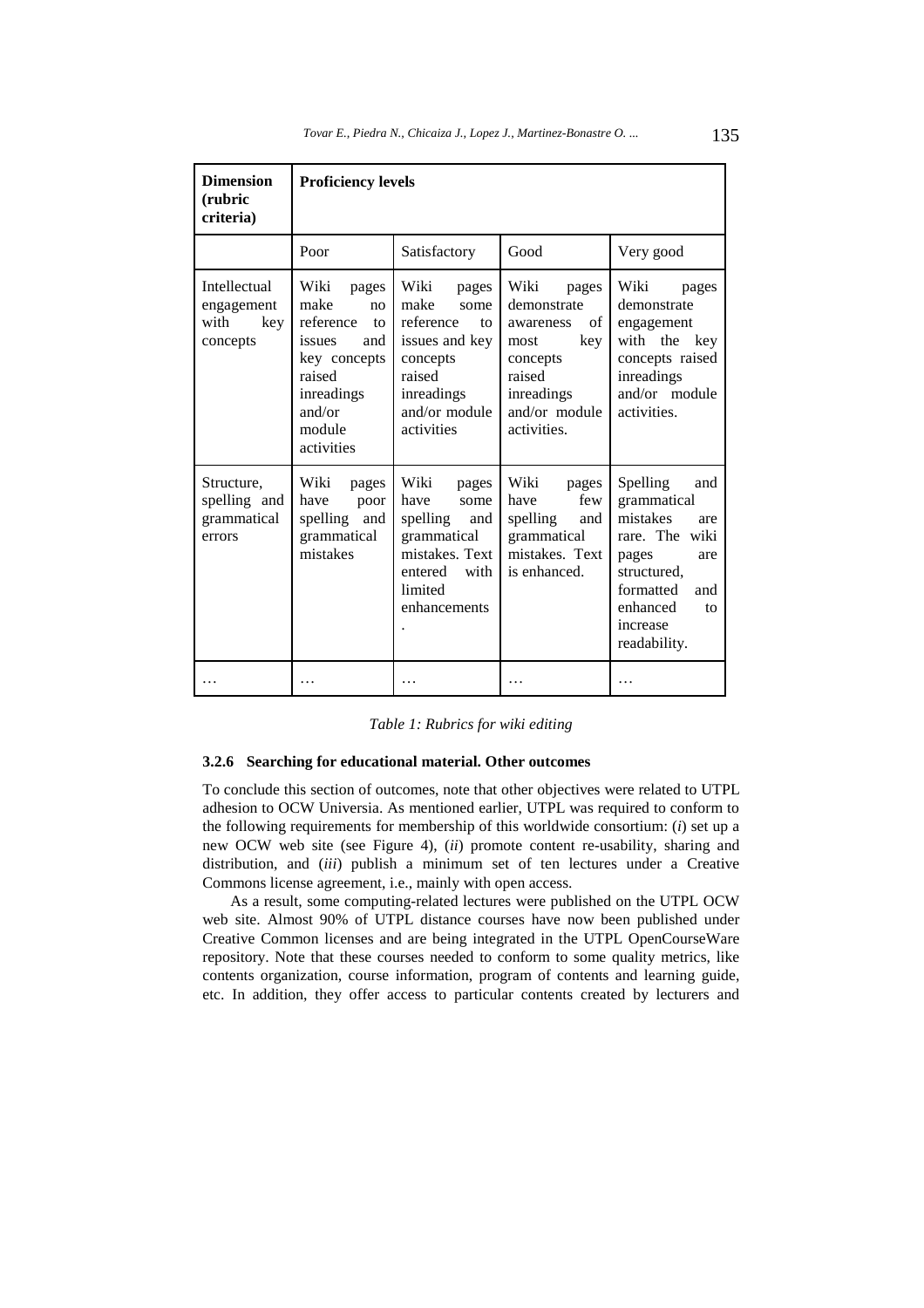| **Dimension (rubric criteria)** | **Proficiency levels** | | | |
|---|---|---|---|---|
| | Poor | Satisfactory | Good | Very good |
| Intellectual engagement with key concepts | Wiki pages make no reference to issues and key concepts raised inreadings and/or module activities | Wiki pages make some reference to issues and key concepts raised inreadings and/or module activities | Wiki pages demonstrate awareness of most key concepts raised inreadings and/or module activities. | Wiki pages demonstrate engagement with the key concepts raised inreadings and/or module activities. |
| Structure, spelling and grammatical errors | Wiki pages have poor spelling and grammatical mistakes | Wiki pages have some spelling and grammatical mistakes. Text entered with limited enhancements. | Wiki pages have few spelling and grammatical mistakes. Text is enhanced. | Spelling and grammatical mistakes are rare. The wiki pages are structured, formatted and enhanced to increase readability. |
| … | … | … | … | … |

*Table 1: Rubrics for wiki editing*

### 3.2.6 Searching for educational material. Other outcomes

To conclude this section of outcomes, note that other objectives were related to UTPL adhesion to OCW Universia. As mentioned earlier, UTPL was required to conform to the following requirements for membership of this worldwide consortium: (*i*) set up a new OCW web site (see Figure 4), (*ii*) promote content re-usability, sharing and distribution, and (*iii*) publish a minimum set of ten lectures under a Creative Commons license agreement, i.e., mainly with open access.

As a result, some computing-related lectures were published on the UTPL OCW web site. Almost 90% of UTPL distance courses have now been published under Creative Common licenses and are being integrated in the UTPL OpenCourseWare repository. Note that these courses needed to conform to some quality metrics, like contents organization, course information, program of contents and learning guide, etc. In addition, they offer access to particular contents created by lecturers and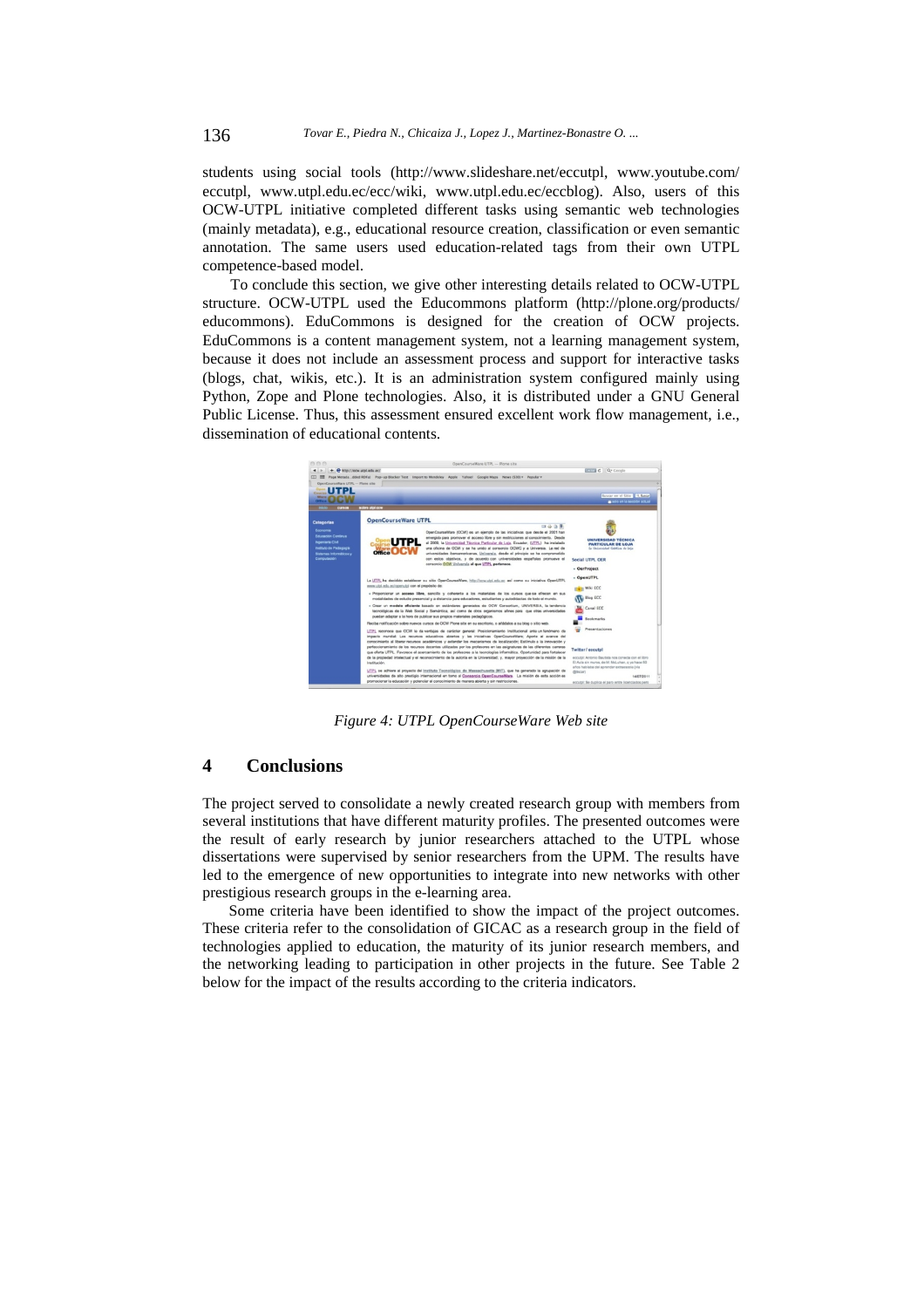students using social tools (http://www.slideshare.net/eccutpl, www.youtube.com/eccutpl, www.utpl.edu.ec/ecc/wiki, www.utpl.edu.ec/eccblog). Also, users of this OCW-UTPL initiative completed different tasks using semantic web technologies (mainly metadata), e.g., educational resource creation, classification or even semantic annotation. The same users used education-related tags from their own UTPL competence-based model.

To conclude this section, we give other interesting details related to OCW-UTPL structure. OCW-UTPL used the Educommons platform (http://plone.org/products/educommons). EduCommons is designed for the creation of OCW projects. EduCommons is a content management system, not a learning management system, because it does not include an assessment process and support for interactive tasks (blogs, chat, wikis, etc.). It is an administration system configured mainly using Python, Zope and Plone technologies. Also, it is distributed under a GNU General Public License. Thus, this assessment ensured excellent work flow management, i.e., dissemination of educational contents.

*Figure 4: UTPL OpenCourseWare Web site*

## 4 Conclusions

The project served to consolidate a newly created research group with members from several institutions that have different maturity profiles. The presented outcomes were the result of early research by junior researchers attached to the UTPL whose dissertations were supervised by senior researchers from the UPM. The results have led to the emergence of new opportunities to integrate into new networks with other prestigious research groups in the e-learning area.

Some criteria have been identified to show the impact of the project outcomes. These criteria refer to the consolidation of GICAC as a research group in the field of technologies applied to education, the maturity of its junior research members, and the networking leading to participation in other projects in the future. See Table 2 below for the impact of the results according to the criteria indicators.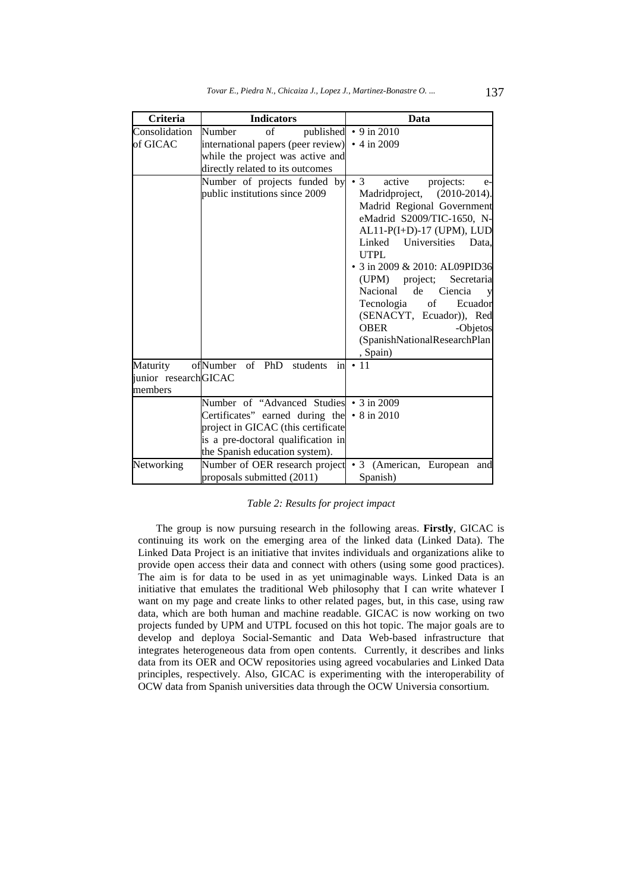| Criteria | Indicators | Data |
| --- | --- | --- |
| Consolidation of GICAC | Number of published international papers (peer review) while the project was active and directly related to its outcomes | • 9 in 2010<br>• 4 in 2009 |
| | Number of projects funded by public institutions since 2009 | • 3 active projects: e-Madridproject, (2010-2014). Madrid Regional Government eMadrid S2009/TIC-1650, N-AL11-P(I+D)-17 (UPM), LUD Linked Universities Data, UTPL<br>• 3 in 2009 & 2010: AL09PID36 (UPM) project; Secretaria Nacional de Ciencia y Tecnologia of Ecuador (SENACYT, Ecuador)), Red OBER -Objetos (SpanishNationalResearchPlan , Spain) |
| Maturity of junior research members | Number of PhD students in GICAC | • 11 |
| | Number of "Advanced Studies Certificates" earned during the project in GICAC (this certificate is a pre-doctoral qualification in the Spanish education system). | • 3 in 2009<br>• 8 in 2010 |
| Networking | Number of OER research project proposals submitted (2011) | • 3 (American, European and Spanish) |

*Table 2: Results for project impact*

The group is now pursuing research in the following areas. **Firstly**, GICAC is continuing its work on the emerging area of the linked data (Linked Data). The Linked Data Project is an initiative that invites individuals and organizations alike to provide open access their data and connect with others (using some good practices). The aim is for data to be used in as yet unimaginable ways. Linked Data is an initiative that emulates the traditional Web philosophy that I can write whatever I want on my page and create links to other related pages, but, in this case, using raw data, which are both human and machine readable. GICAC is now working on two projects funded by UPM and UTPL focused on this hot topic. The major goals are to develop and deploya Social-Semantic and Data Web-based infrastructure that integrates heterogeneous data from open contents. Currently, it describes and links data from its OER and OCW repositories using agreed vocabularies and Linked Data principles, respectively. Also, GICAC is experimenting with the interoperability of OCW data from Spanish universities data through the OCW Universia consortium.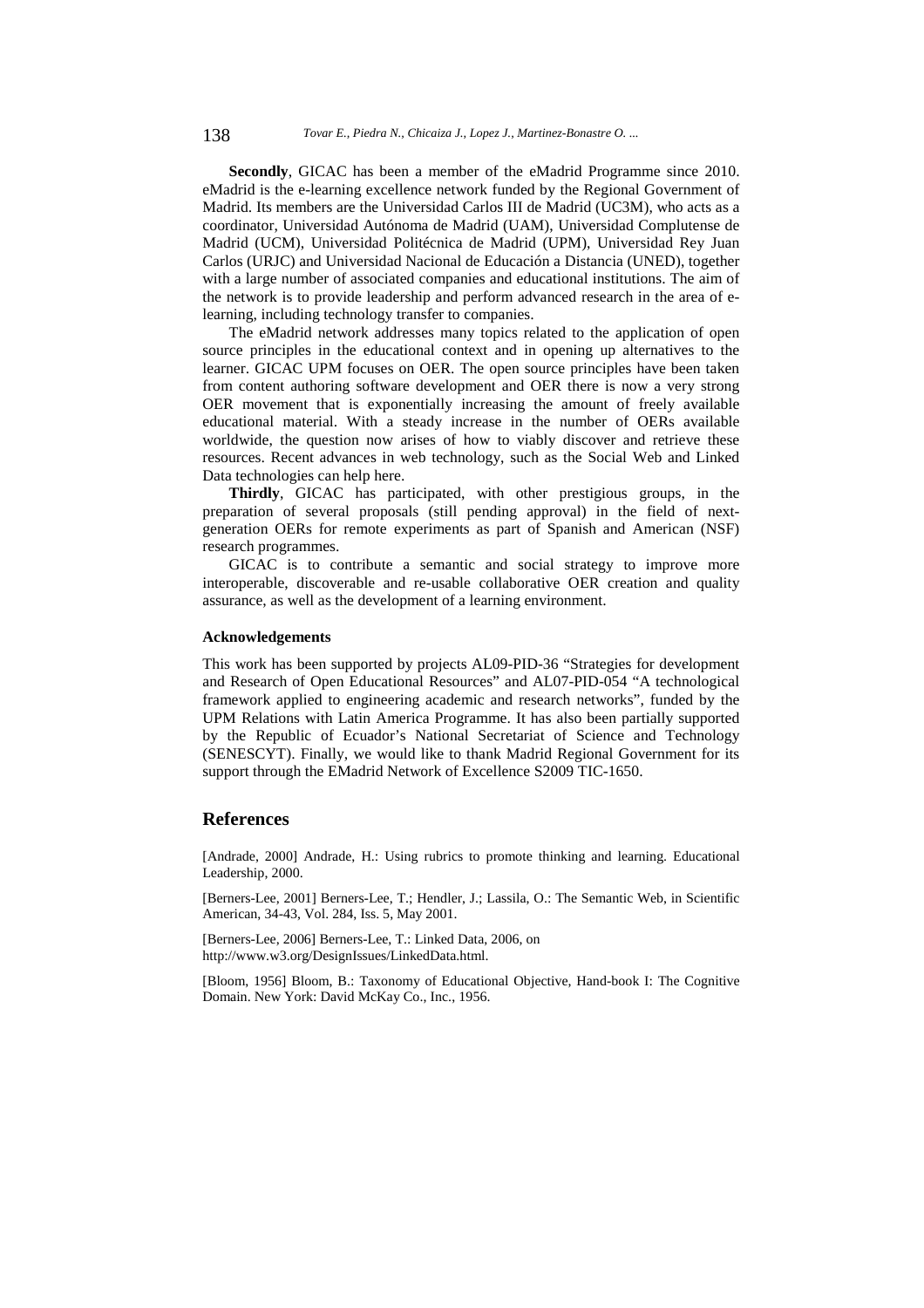**Secondly**, GICAC has been a member of the eMadrid Programme since 2010. eMadrid is the e-learning excellence network funded by the Regional Government of Madrid. Its members are the Universidad Carlos III de Madrid (UC3M), who acts as a coordinator, Universidad Autónoma de Madrid (UAM), Universidad Complutense de Madrid (UCM), Universidad Politécnica de Madrid (UPM), Universidad Rey Juan Carlos (URJC) and Universidad Nacional de Educación a Distancia (UNED), together with a large number of associated companies and educational institutions. The aim of the network is to provide leadership and perform advanced research in the area of e-learning, including technology transfer to companies.

The eMadrid network addresses many topics related to the application of open source principles in the educational context and in opening up alternatives to the learner. GICAC UPM focuses on OER. The open source principles have been taken from content authoring software development and OER there is now a very strong OER movement that is exponentially increasing the amount of freely available educational material. With a steady increase in the number of OERs available worldwide, the question now arises of how to viably discover and retrieve these resources. Recent advances in web technology, such as the Social Web and Linked Data technologies can help here.

**Thirdly**, GICAC has participated, with other prestigious groups, in the preparation of several proposals (still pending approval) in the field of next-generation OERs for remote experiments as part of Spanish and American (NSF) research programmes.

GICAC is to contribute a semantic and social strategy to improve more interoperable, discoverable and re-usable collaborative OER creation and quality assurance, as well as the development of a learning environment.

#### Acknowledgements

This work has been supported by projects AL09-PID-36 "Strategies for development and Research of Open Educational Resources" and AL07-PID-054 "A technological framework applied to engineering academic and research networks", funded by the UPM Relations with Latin America Programme. It has also been partially supported by the Republic of Ecuador's National Secretariat of Science and Technology (SENESCYT). Finally, we would like to thank Madrid Regional Government for its support through the EMadrid Network of Excellence S2009 TIC-1650.

## References

[Andrade, 2000] Andrade, H.: Using rubrics to promote thinking and learning. Educational Leadership, 2000.

[Berners-Lee, 2001] Berners-Lee, T.; Hendler, J.; Lassila, O.: The Semantic Web, in Scientific American, 34-43, Vol. 284, Iss. 5, May 2001.

[Berners-Lee, 2006] Berners-Lee, T.: Linked Data, 2006, on http://www.w3.org/DesignIssues/LinkedData.html.

[Bloom, 1956] Bloom, B.: Taxonomy of Educational Objective, Hand-book I: The Cognitive Domain. New York: David McKay Co., Inc., 1956.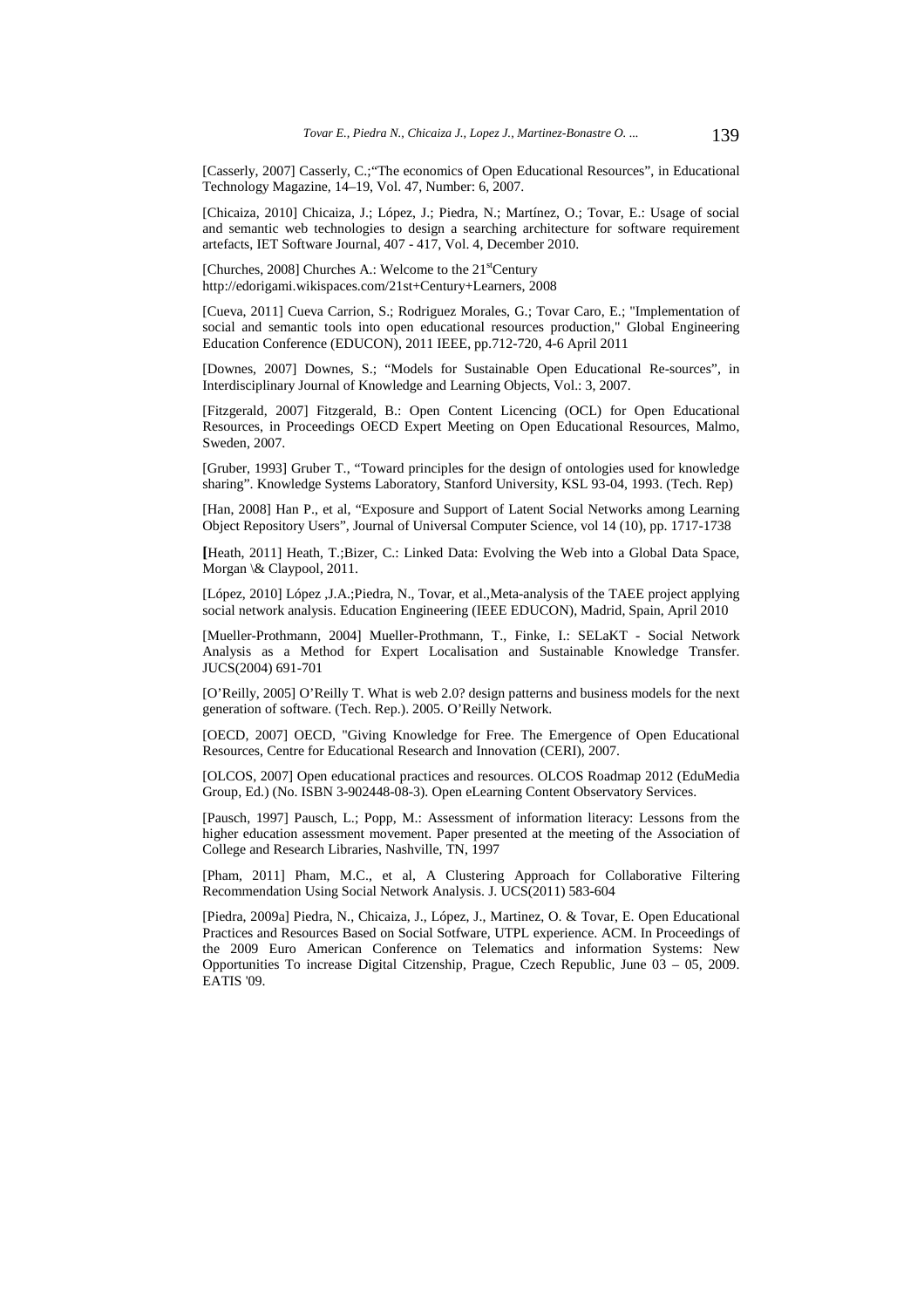[Casserly, 2007] Casserly, C.;"The economics of Open Educational Resources", in Educational Technology Magazine, 14–19, Vol. 47, Number: 6, 2007.

[Chicaiza, 2010] Chicaiza, J.; López, J.; Piedra, N.; Martínez, O.; Tovar, E.: Usage of social and semantic web technologies to design a searching architecture for software requirement artefacts, IET Software Journal, 407 - 417, Vol. 4, December 2010.

[Churches, 2008] Churches A.: Welcome to the 21stCentury http://edorigami.wikispaces.com/21st+Century+Learners, 2008

[Cueva, 2011] Cueva Carrion, S.; Rodriguez Morales, G.; Tovar Caro, E.; "Implementation of social and semantic tools into open educational resources production," Global Engineering Education Conference (EDUCON), 2011 IEEE, pp.712-720, 4-6 April 2011

[Downes, 2007] Downes, S.; "Models for Sustainable Open Educational Re-sources", in Interdisciplinary Journal of Knowledge and Learning Objects, Vol.: 3, 2007.

[Fitzgerald, 2007] Fitzgerald, B.: Open Content Licencing (OCL) for Open Educational Resources, in Proceedings OECD Expert Meeting on Open Educational Resources, Malmo, Sweden, 2007.

[Gruber, 1993] Gruber T., "Toward principles for the design of ontologies used for knowledge sharing". Knowledge Systems Laboratory, Stanford University, KSL 93-04, 1993. (Tech. Rep)

[Han, 2008] Han P., et al, "Exposure and Support of Latent Social Networks among Learning Object Repository Users", Journal of Universal Computer Science, vol 14 (10), pp. 1717-1738

[Heath, 2011] Heath, T.;Bizer, C.: Linked Data: Evolving the Web into a Global Data Space, Morgan \& Claypool, 2011.

[López, 2010] López ,J.A.;Piedra, N., Tovar, et al.,Meta-analysis of the TAEE project applying social network analysis. Education Engineering (IEEE EDUCON), Madrid, Spain, April 2010

[Mueller-Prothmann, 2004] Mueller-Prothmann, T., Finke, I.: SELaKT - Social Network Analysis as a Method for Expert Localisation and Sustainable Knowledge Transfer. JUCS(2004) 691-701

[O'Reilly, 2005] O'Reilly T. What is web 2.0? design patterns and business models for the next generation of software. (Tech. Rep.). 2005. O'Reilly Network.

[OECD, 2007] OECD, "Giving Knowledge for Free. The Emergence of Open Educational Resources, Centre for Educational Research and Innovation (CERI), 2007.

[OLCOS, 2007] Open educational practices and resources. OLCOS Roadmap 2012 (EduMedia Group, Ed.) (No. ISBN 3-902448-08-3). Open eLearning Content Observatory Services.

[Pausch, 1997] Pausch, L.; Popp, M.: Assessment of information literacy: Lessons from the higher education assessment movement. Paper presented at the meeting of the Association of College and Research Libraries, Nashville, TN, 1997

[Pham, 2011] Pham, M.C., et al, A Clustering Approach for Collaborative Filtering Recommendation Using Social Network Analysis. J. UCS(2011) 583-604

[Piedra, 2009a] Piedra, N., Chicaiza, J., López, J., Martinez, O. & Tovar, E. Open Educational Practices and Resources Based on Social Sotfware, UTPL experience. ACM. In Proceedings of the 2009 Euro American Conference on Telematics and information Systems: New Opportunities To increase Digital Citzenship, Prague, Czech Republic, June 03 – 05, 2009. EATIS '09.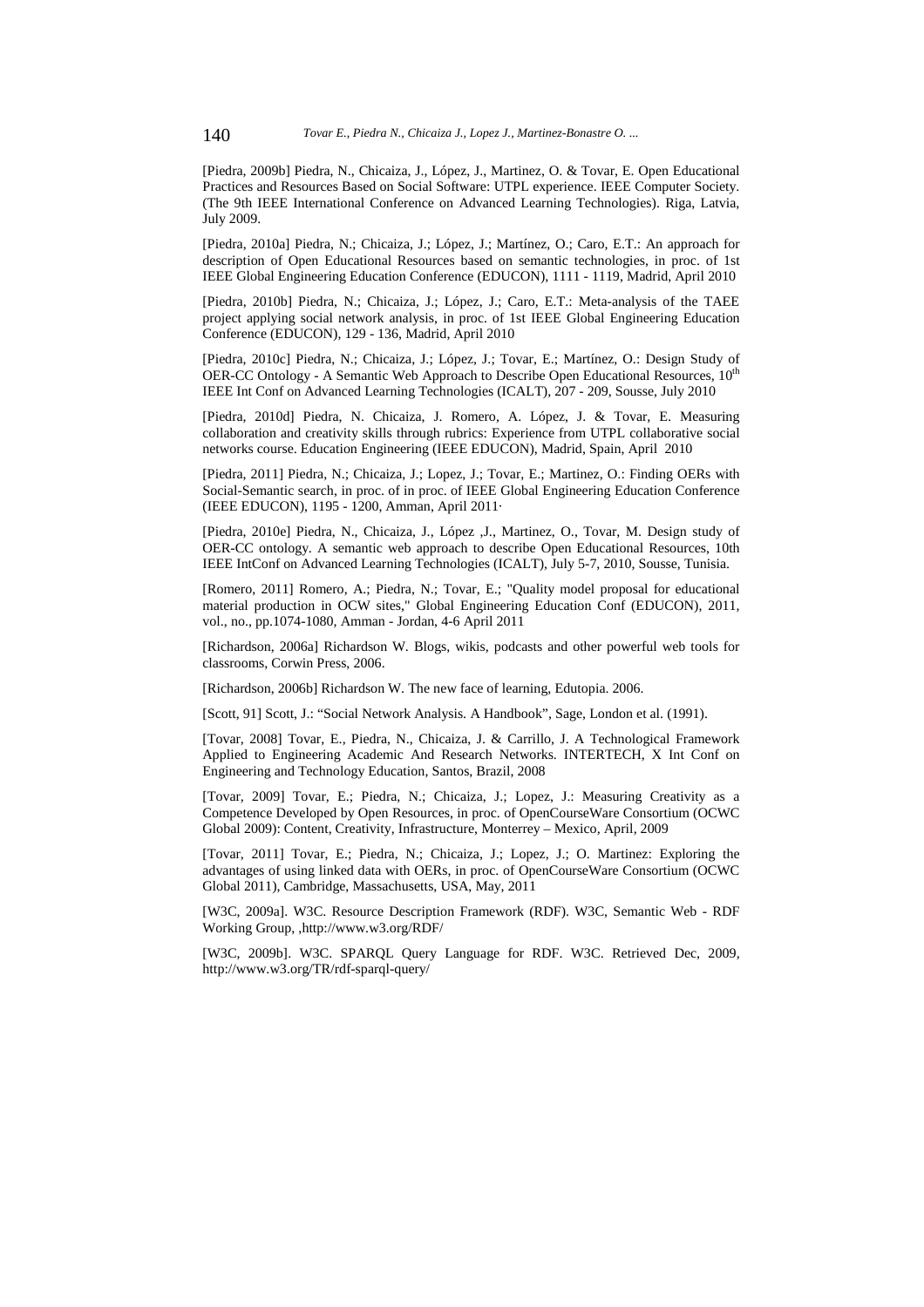[Piedra, 2009b] Piedra, N., Chicaiza, J., López, J., Martinez, O. & Tovar, E. Open Educational Practices and Resources Based on Social Software: UTPL experience. IEEE Computer Society. (The 9th IEEE International Conference on Advanced Learning Technologies). Riga, Latvia, July 2009.

[Piedra, 2010a] Piedra, N.; Chicaiza, J.; López, J.; Martínez, O.; Caro, E.T.: An approach for description of Open Educational Resources based on semantic technologies, in proc. of 1st IEEE Global Engineering Education Conference (EDUCON), 1111 - 1119, Madrid, April 2010

[Piedra, 2010b] Piedra, N.; Chicaiza, J.; López, J.; Caro, E.T.: Meta-analysis of the TAEE project applying social network analysis, in proc. of 1st IEEE Global Engineering Education Conference (EDUCON), 129 - 136, Madrid, April 2010

[Piedra, 2010c] Piedra, N.; Chicaiza, J.; López, J.; Tovar, E.; Martínez, O.: Design Study of OER-CC Ontology - A Semantic Web Approach to Describe Open Educational Resources, 10th IEEE Int Conf on Advanced Learning Technologies (ICALT), 207 - 209, Sousse, July 2010

[Piedra, 2010d] Piedra, N. Chicaiza, J. Romero, A. López, J. & Tovar, E. Measuring collaboration and creativity skills through rubrics: Experience from UTPL collaborative social networks course. Education Engineering (IEEE EDUCON), Madrid, Spain, April 2010

[Piedra, 2011] Piedra, N.; Chicaiza, J.; Lopez, J.; Tovar, E.; Martinez, O.: Finding OERs with Social-Semantic search, in proc. of in proc. of IEEE Global Engineering Education Conference (IEEE EDUCON), 1195 - 1200, Amman, April 2011·

[Piedra, 2010e] Piedra, N., Chicaiza, J., López ,J., Martinez, O., Tovar, M. Design study of OER-CC ontology. A semantic web approach to describe Open Educational Resources, 10th IEEE IntConf on Advanced Learning Technologies (ICALT), July 5-7, 2010, Sousse, Tunisia.

[Romero, 2011] Romero, A.; Piedra, N.; Tovar, E.; "Quality model proposal for educational material production in OCW sites," Global Engineering Education Conf (EDUCON), 2011, vol., no., pp.1074-1080, Amman - Jordan, 4-6 April 2011

[Richardson, 2006a] Richardson W. Blogs, wikis, podcasts and other powerful web tools for classrooms, Corwin Press, 2006.

[Richardson, 2006b] Richardson W. The new face of learning, Edutopia. 2006.

[Scott, 91] Scott, J.: "Social Network Analysis. A Handbook", Sage, London et al. (1991).

[Tovar, 2008] Tovar, E., Piedra, N., Chicaiza, J. & Carrillo, J. A Technological Framework Applied to Engineering Academic And Research Networks. INTERTECH, X Int Conf on Engineering and Technology Education, Santos, Brazil, 2008

[Tovar, 2009] Tovar, E.; Piedra, N.; Chicaiza, J.; Lopez, J.: Measuring Creativity as a Competence Developed by Open Resources, in proc. of OpenCourseWare Consortium (OCWC Global 2009): Content, Creativity, Infrastructure, Monterrey – Mexico, April, 2009

[Tovar, 2011] Tovar, E.; Piedra, N.; Chicaiza, J.; Lopez, J.; O. Martinez: Exploring the advantages of using linked data with OERs, in proc. of OpenCourseWare Consortium (OCWC Global 2011), Cambridge, Massachusetts, USA, May, 2011

[W3C, 2009a]. W3C. Resource Description Framework (RDF). W3C, Semantic Web - RDF Working Group, ,http://www.w3.org/RDF/

[W3C, 2009b]. W3C. SPARQL Query Language for RDF. W3C. Retrieved Dec, 2009, http://www.w3.org/TR/rdf-sparql-query/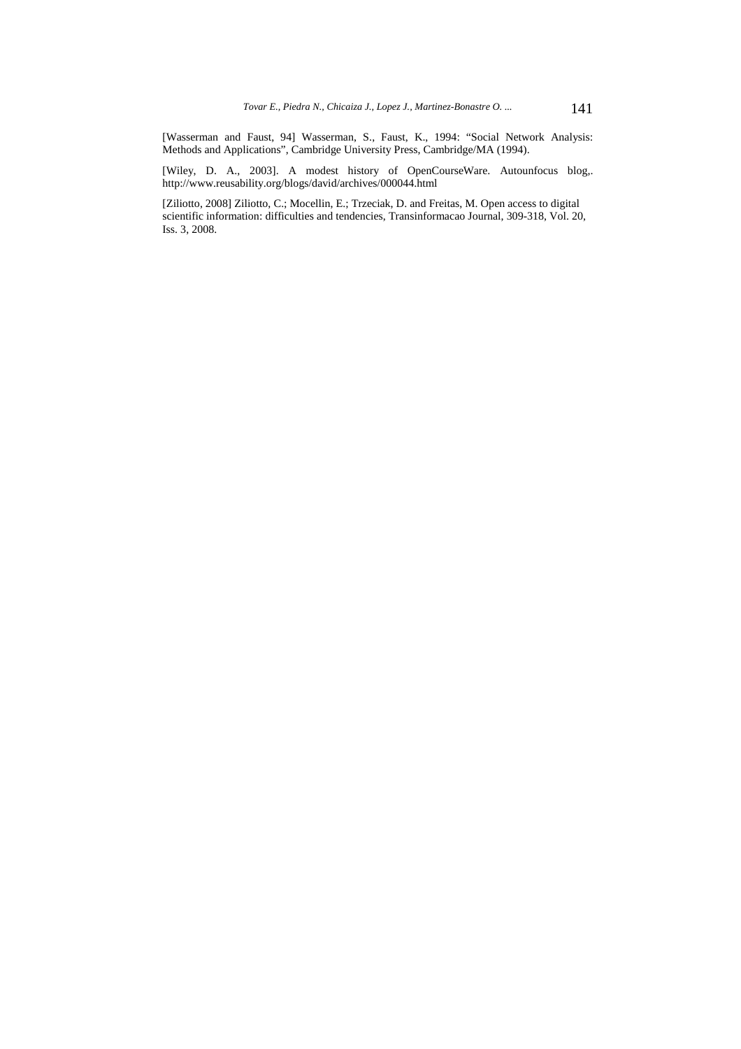[Wasserman and Faust, 94] Wasserman, S., Faust, K., 1994: "Social Network Analysis: Methods and Applications", Cambridge University Press, Cambridge/MA (1994).

[Wiley, D. A., 2003]. A modest history of OpenCourseWare. Autounfocus blog,. http://www.reusability.org/blogs/david/archives/000044.html

[Ziliotto, 2008] Ziliotto, C.; Mocellin, E.; Trzeciak, D. and Freitas, M. Open access to digital scientific information: difficulties and tendencies, Transinformacao Journal, 309-318, Vol. 20, Iss. 3, 2008.